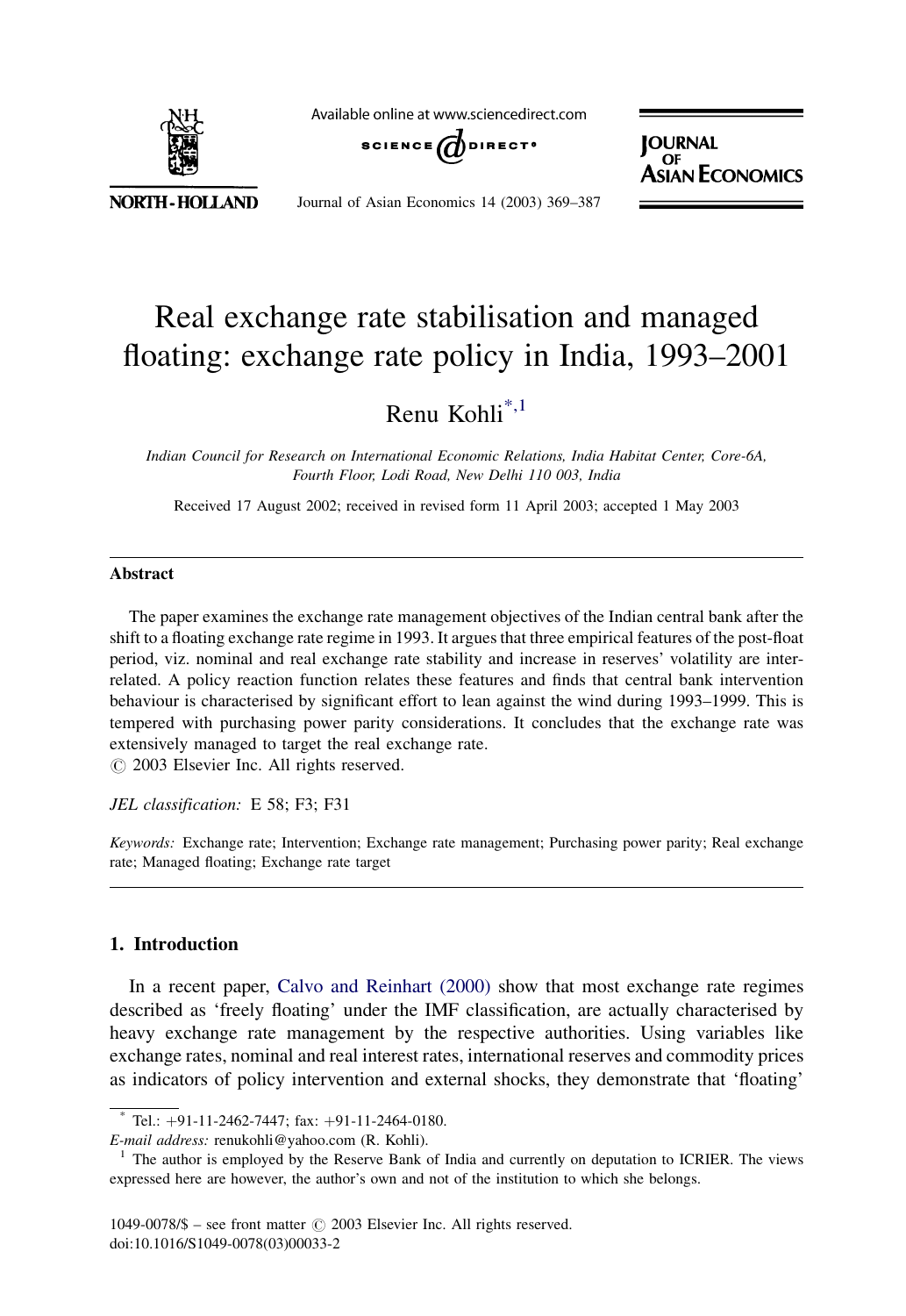# Real exchange rate stabilisation and managed floating: exchange rate policy in India, 1993–2001

Renu Kohli[*,1]

*Indian Council for Research on International Economic Relations, India Habitat Center, Core-6A, Fourth Floor, Lodi Road, New Delhi 110 003, India*

Received 17 August 2002; received in revised form 11 April 2003; accepted 1 May 2003

## Abstract

The paper examines the exchange rate management objectives of the Indian central bank after the shift to a floating exchange rate regime in 1993. It argues that three empirical features of the post-float period, viz. nominal and real exchange rate stability and increase in reserves' volatility are inter-related. A policy reaction function relates these features and finds that central bank intervention behaviour is characterised by significant effort to lean against the wind during 1993–1999. This is tempered with purchasing power parity considerations. It concludes that the exchange rate was extensively managed to target the real exchange rate.

© 2003 Elsevier Inc. All rights reserved.

*JEL classification:* E 58; F3; F31

*Keywords:* Exchange rate; Intervention; Exchange rate management; Purchasing power parity; Real exchange rate; Managed floating; Exchange rate target

## 1. Introduction

In a recent paper, Calvo and Reinhart (2000) show that most exchange rate regimes described as 'freely floating' under the IMF classification, are actually characterised by heavy exchange rate management by the respective authorities. Using variables like exchange rates, nominal and real interest rates, international reserves and commodity prices as indicators of policy intervention and external shocks, they demonstrate that 'floating'

---

[*] Tel.: +91-11-2462-7447; fax: +91-11-2464-0180.

*E-mail address:* renukohli@yahoo.com (R. Kohli).

[1] The author is employed by the Reserve Bank of India and currently on deputation to ICRIER. The views expressed here are however, the author's own and not of the institution to which she belongs.

1049-0078/$ – see front matter © 2003 Elsevier Inc. All rights reserved.
doi:10.1016/S1049-0078(03)00033-2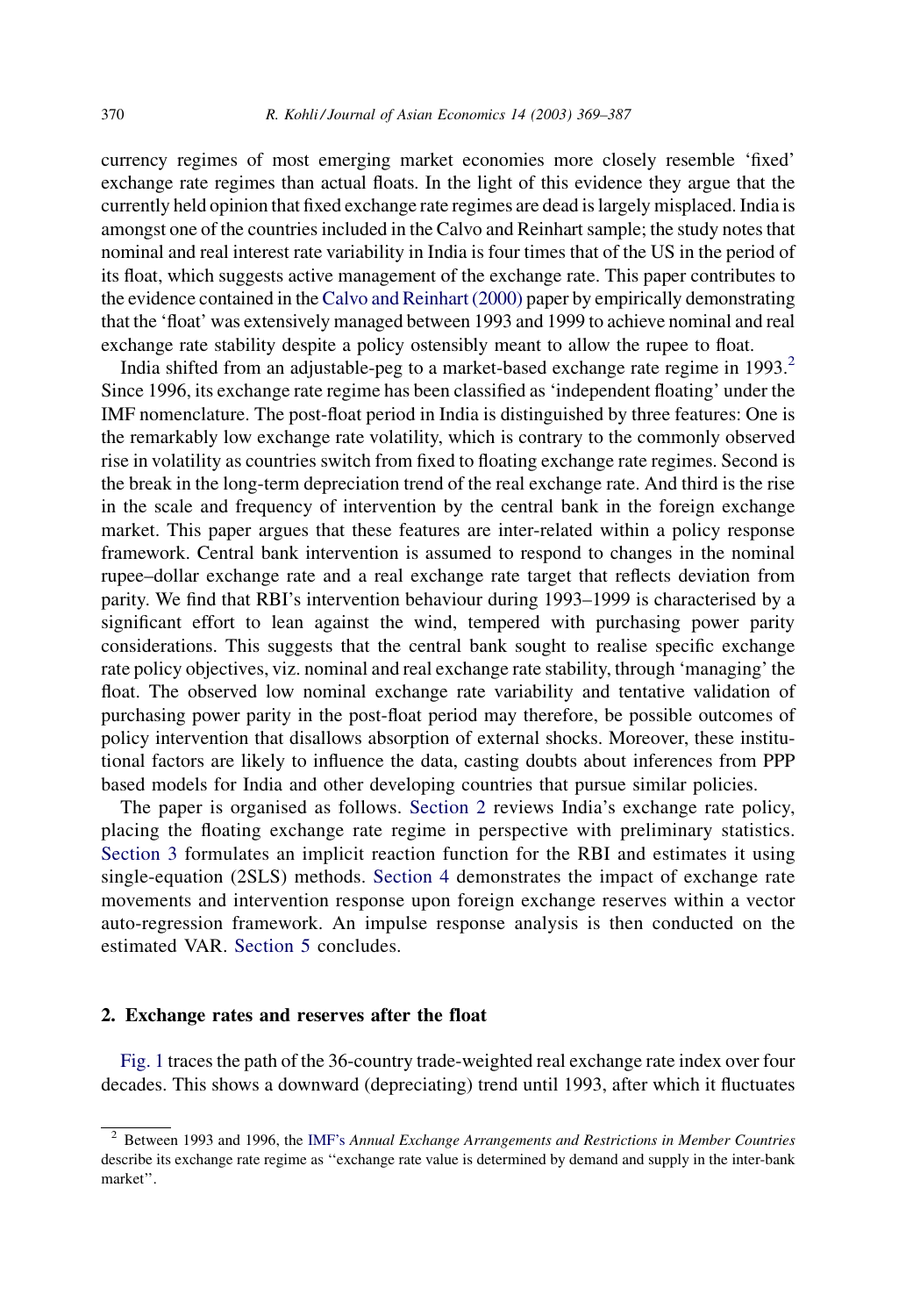currency regimes of most emerging market economies more closely resemble 'fixed' exchange rate regimes than actual floats. In the light of this evidence they argue that the currently held opinion that fixed exchange rate regimes are dead is largely misplaced. India is amongst one of the countries included in the Calvo and Reinhart sample; the study notes that nominal and real interest rate variability in India is four times that of the US in the period of its float, which suggests active management of the exchange rate. This paper contributes to the evidence contained in the Calvo and Reinhart (2000) paper by empirically demonstrating that the 'float' was extensively managed between 1993 and 1999 to achieve nominal and real exchange rate stability despite a policy ostensibly meant to allow the rupee to float.

India shifted from an adjustable-peg to a market-based exchange rate regime in 1993.[2] Since 1996, its exchange rate regime has been classified as 'independent floating' under the IMF nomenclature. The post-float period in India is distinguished by three features: One is the remarkably low exchange rate volatility, which is contrary to the commonly observed rise in volatility as countries switch from fixed to floating exchange rate regimes. Second is the break in the long-term depreciation trend of the real exchange rate. And third is the rise in the scale and frequency of intervention by the central bank in the foreign exchange market. This paper argues that these features are inter-related within a policy response framework. Central bank intervention is assumed to respond to changes in the nominal rupee–dollar exchange rate and a real exchange rate target that reflects deviation from parity. We find that RBI's intervention behaviour during 1993–1999 is characterised by a significant effort to lean against the wind, tempered with purchasing power parity considerations. This suggests that the central bank sought to realise specific exchange rate policy objectives, viz. nominal and real exchange rate stability, through 'managing' the float. The observed low nominal exchange rate variability and tentative validation of purchasing power parity in the post-float period may therefore, be possible outcomes of policy intervention that disallows absorption of external shocks. Moreover, these institutional factors are likely to influence the data, casting doubts about inferences from PPP based models for India and other developing countries that pursue similar policies.

The paper is organised as follows. Section 2 reviews India's exchange rate policy, placing the floating exchange rate regime in perspective with preliminary statistics. Section 3 formulates an implicit reaction function for the RBI and estimates it using single-equation (2SLS) methods. Section 4 demonstrates the impact of exchange rate movements and intervention response upon foreign exchange reserves within a vector auto-regression framework. An impulse response analysis is then conducted on the estimated VAR. Section 5 concludes.

## 2. Exchange rates and reserves after the float

Fig. 1 traces the path of the 36-country trade-weighted real exchange rate index over four decades. This shows a downward (depreciating) trend until 1993, after which it fluctuates

[2] Between 1993 and 1996, the IMF's *Annual Exchange Arrangements and Restrictions in Member Countries* describe its exchange rate regime as "exchange rate value is determined by demand and supply in the inter-bank market".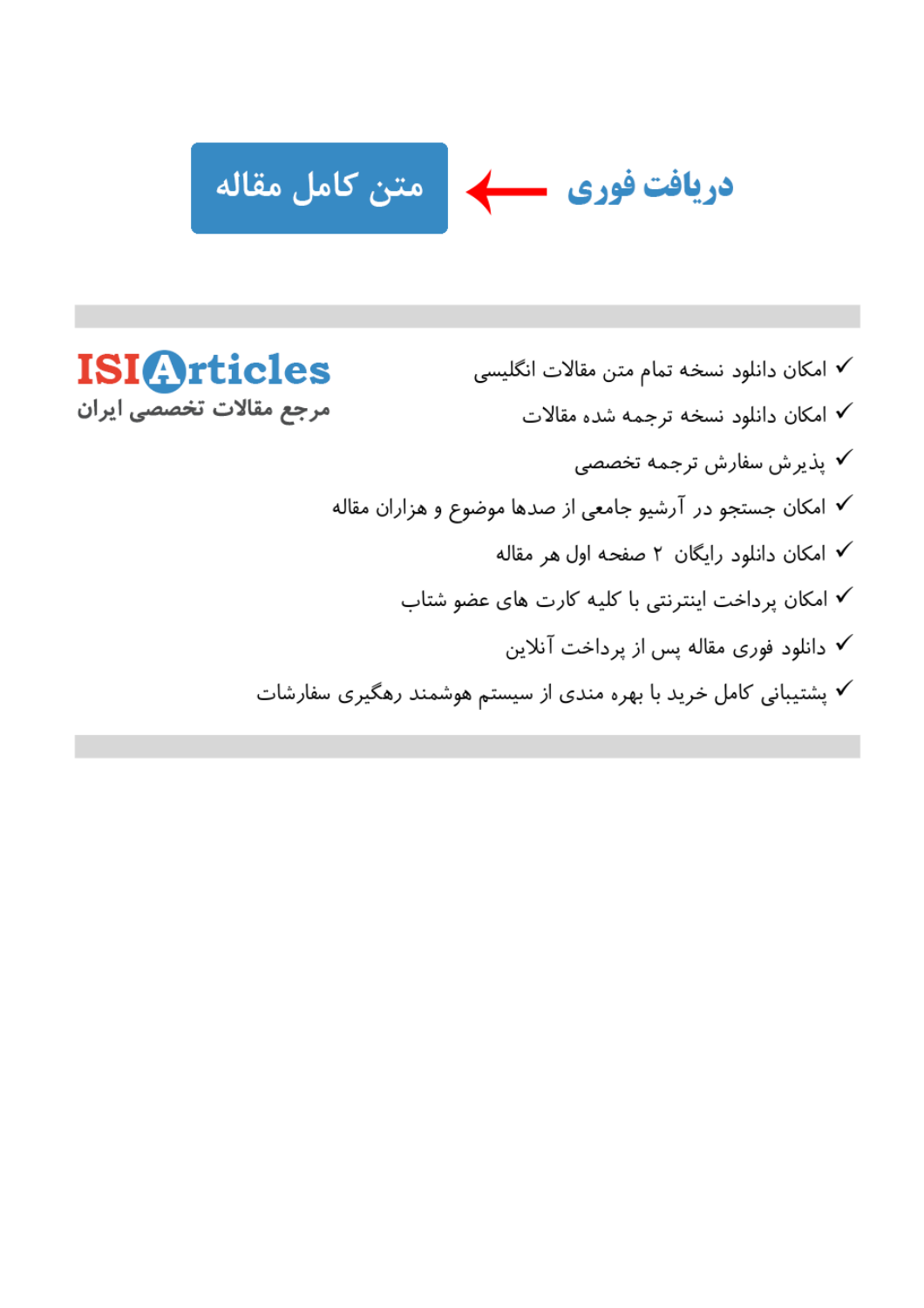دریافت فوری ← **متن کامل مقاله**

**ISIArticles**

مرجع مقالات تخصصی ایران

- ✓ امکان دانلود نسخه تمام متن مقالات انگلیسی
- ✓ امکان دانلود نسخه ترجمه شده مقالات
- ✓ پذیرش سفارش ترجمه تخصصی
- ✓ امکان جستجو در آرشیو جامعی از صدها موضوع و هزاران مقاله
- ✓ امکان دانلود رایگان ۲ صفحه اول هر مقاله
- ✓ امکان پرداخت اینترنتی با کلیه کارت های عضو شتاب
- ✓ دانلود فوری مقاله پس از پرداخت آنلاین
- ✓ پشتیبانی کامل خرید با بهره مندی از سیستم هوشمند رهگیری سفارشات